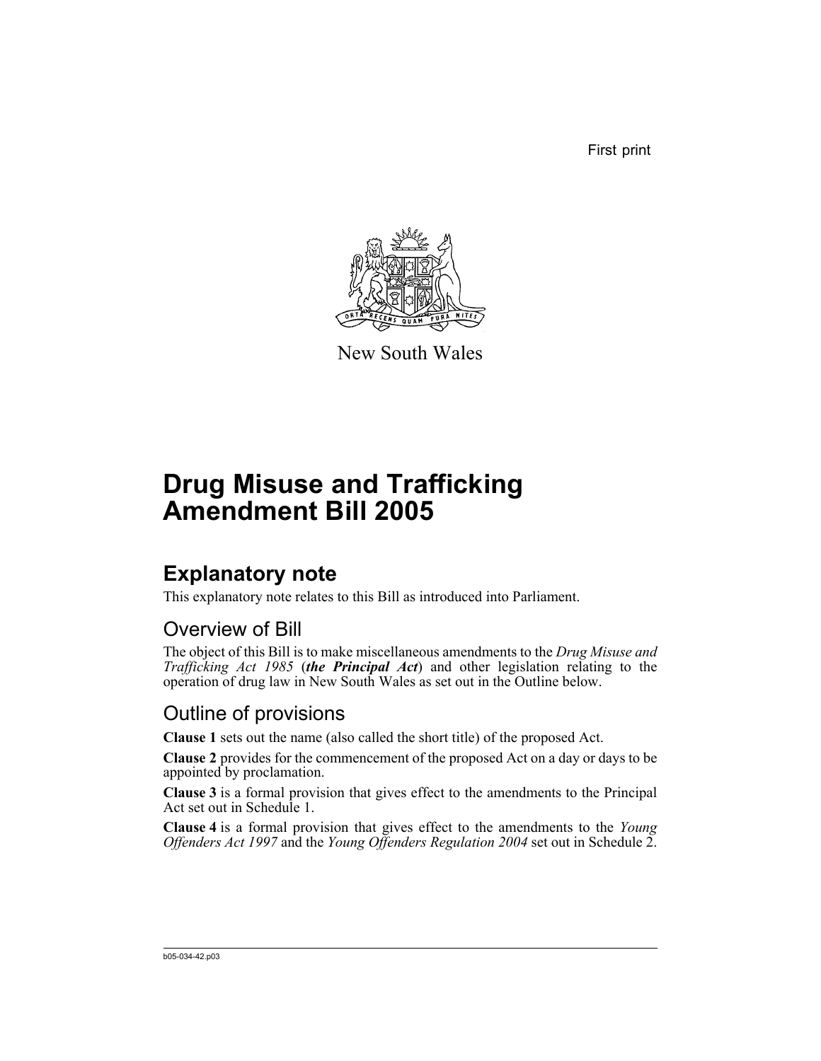First print

New South Wales

# Drug Misuse and Trafficking Amendment Bill 2005

## Explanatory note

This explanatory note relates to this Bill as introduced into Parliament.

### Overview of Bill

The object of this Bill is to make miscellaneous amendments to the *Drug Misuse and Trafficking Act 1985* (***the Principal Act***) and other legislation relating to the operation of drug law in New South Wales as set out in the Outline below.

### Outline of provisions

**Clause 1** sets out the name (also called the short title) of the proposed Act.

**Clause 2** provides for the commencement of the proposed Act on a day or days to be appointed by proclamation.

**Clause 3** is a formal provision that gives effect to the amendments to the Principal Act set out in Schedule 1.

**Clause 4** is a formal provision that gives effect to the amendments to the *Young Offenders Act 1997* and the *Young Offenders Regulation 2004* set out in Schedule 2.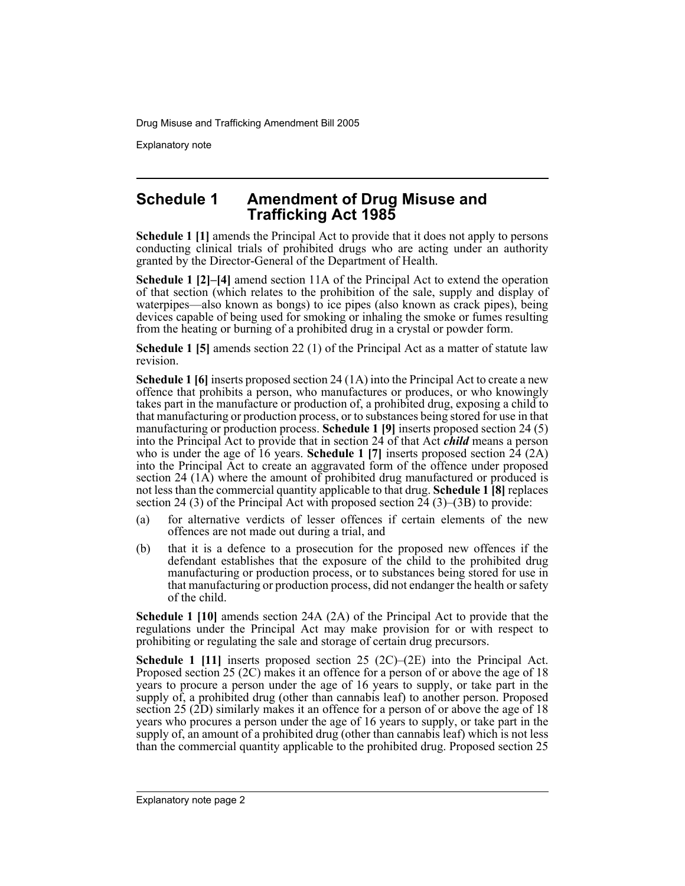## Schedule 1 Amendment of Drug Misuse and Trafficking Act 1985

**Schedule 1 [1]** amends the Principal Act to provide that it does not apply to persons conducting clinical trials of prohibited drugs who are acting under an authority granted by the Director-General of the Department of Health.

**Schedule 1 [2]–[4]** amend section 11A of the Principal Act to extend the operation of that section (which relates to the prohibition of the sale, supply and display of waterpipes—also known as bongs) to ice pipes (also known as crack pipes), being devices capable of being used for smoking or inhaling the smoke or fumes resulting from the heating or burning of a prohibited drug in a crystal or powder form.

**Schedule 1 [5]** amends section 22 (1) of the Principal Act as a matter of statute law revision.

**Schedule 1 [6]** inserts proposed section 24 (1A) into the Principal Act to create a new offence that prohibits a person, who manufactures or produces, or who knowingly takes part in the manufacture or production of, a prohibited drug, exposing a child to that manufacturing or production process, or to substances being stored for use in that manufacturing or production process. **Schedule 1 [9]** inserts proposed section 24 (5) into the Principal Act to provide that in section 24 of that Act ***child*** means a person who is under the age of 16 years. **Schedule 1 [7]** inserts proposed section 24 (2A) into the Principal Act to create an aggravated form of the offence under proposed section 24 (1A) where the amount of prohibited drug manufactured or produced is not less than the commercial quantity applicable to that drug. **Schedule 1 [8]** replaces section 24 (3) of the Principal Act with proposed section 24 (3)–(3B) to provide:

(a) for alternative verdicts of lesser offences if certain elements of the new offences are not made out during a trial, and

(b) that it is a defence to a prosecution for the proposed new offences if the defendant establishes that the exposure of the child to the prohibited drug manufacturing or production process, or to substances being stored for use in that manufacturing or production process, did not endanger the health or safety of the child.

**Schedule 1 [10]** amends section 24A (2A) of the Principal Act to provide that the regulations under the Principal Act may make provision for or with respect to prohibiting or regulating the sale and storage of certain drug precursors.

**Schedule 1 [11]** inserts proposed section 25 (2C)–(2E) into the Principal Act. Proposed section 25 (2C) makes it an offence for a person of or above the age of 18 years to procure a person under the age of 16 years to supply, or take part in the supply of, a prohibited drug (other than cannabis leaf) to another person. Proposed section 25 (2D) similarly makes it an offence for a person of or above the age of 18 years who procures a person under the age of 16 years to supply, or take part in the supply of, an amount of a prohibited drug (other than cannabis leaf) which is not less than the commercial quantity applicable to the prohibited drug. Proposed section 25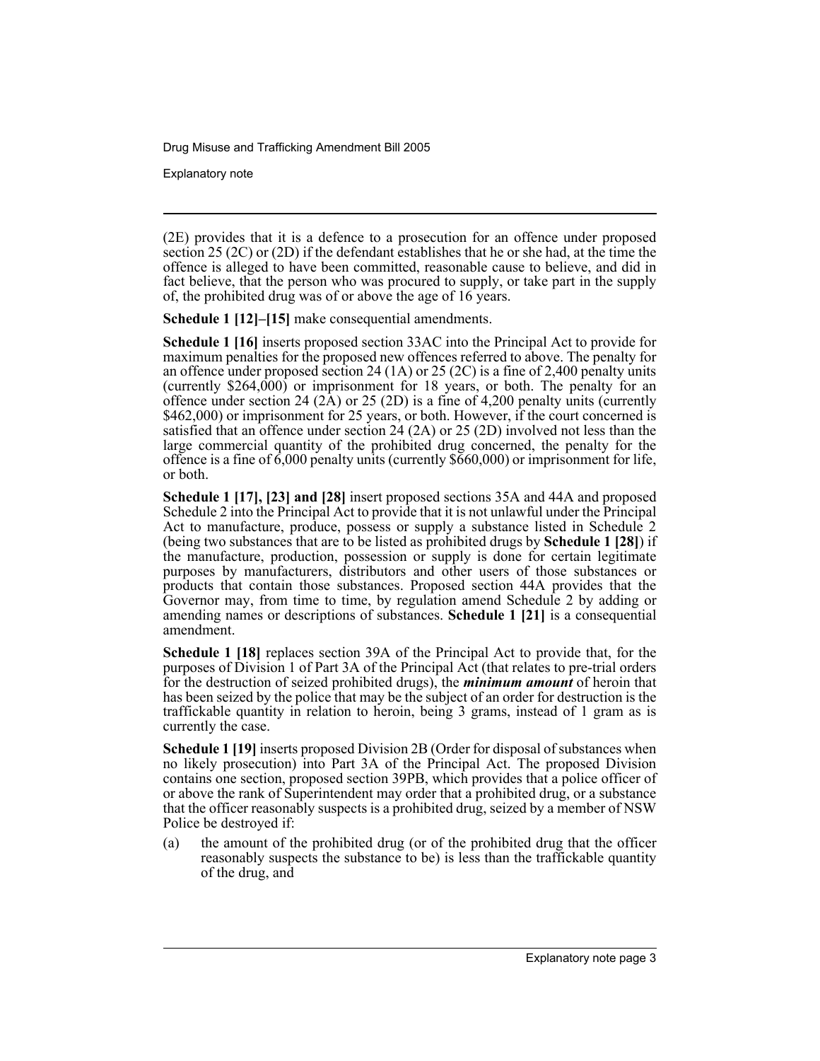(2E) provides that it is a defence to a prosecution for an offence under proposed section 25 (2C) or (2D) if the defendant establishes that he or she had, at the time the offence is alleged to have been committed, reasonable cause to believe, and did in fact believe, that the person who was procured to supply, or take part in the supply of, the prohibited drug was of or above the age of 16 years.

**Schedule 1 [12]–[15]** make consequential amendments.

**Schedule 1 [16]** inserts proposed section 33AC into the Principal Act to provide for maximum penalties for the proposed new offences referred to above. The penalty for an offence under proposed section 24 (1A) or 25 (2C) is a fine of 2,400 penalty units (currently $264,000) or imprisonment for 18 years, or both. The penalty for an offence under section 24 (2A) or 25 (2D) is a fine of 4,200 penalty units (currently $462,000) or imprisonment for 25 years, or both. However, if the court concerned is satisfied that an offence under section 24 (2A) or 25 (2D) involved not less than the large commercial quantity of the prohibited drug concerned, the penalty for the offence is a fine of 6,000 penalty units (currently $660,000) or imprisonment for life, or both.

**Schedule 1 [17], [23] and [28]** insert proposed sections 35A and 44A and proposed Schedule 2 into the Principal Act to provide that it is not unlawful under the Principal Act to manufacture, produce, possess or supply a substance listed in Schedule 2 (being two substances that are to be listed as prohibited drugs by **Schedule 1 [28]**) if the manufacture, production, possession or supply is done for certain legitimate purposes by manufacturers, distributors and other users of those substances or products that contain those substances. Proposed section 44A provides that the Governor may, from time to time, by regulation amend Schedule 2 by adding or amending names or descriptions of substances. **Schedule 1 [21]** is a consequential amendment.

**Schedule 1 [18]** replaces section 39A of the Principal Act to provide that, for the purposes of Division 1 of Part 3A of the Principal Act (that relates to pre-trial orders for the destruction of seized prohibited drugs), the ***minimum amount*** of heroin that has been seized by the police that may be the subject of an order for destruction is the traffickable quantity in relation to heroin, being 3 grams, instead of 1 gram as is currently the case.

**Schedule 1 [19]** inserts proposed Division 2B (Order for disposal of substances when no likely prosecution) into Part 3A of the Principal Act. The proposed Division contains one section, proposed section 39PB, which provides that a police officer of or above the rank of Superintendent may order that a prohibited drug, or a substance that the officer reasonably suspects is a prohibited drug, seized by a member of NSW Police be destroyed if:

(a) the amount of the prohibited drug (or of the prohibited drug that the officer reasonably suspects the substance to be) is less than the traffickable quantity of the drug, and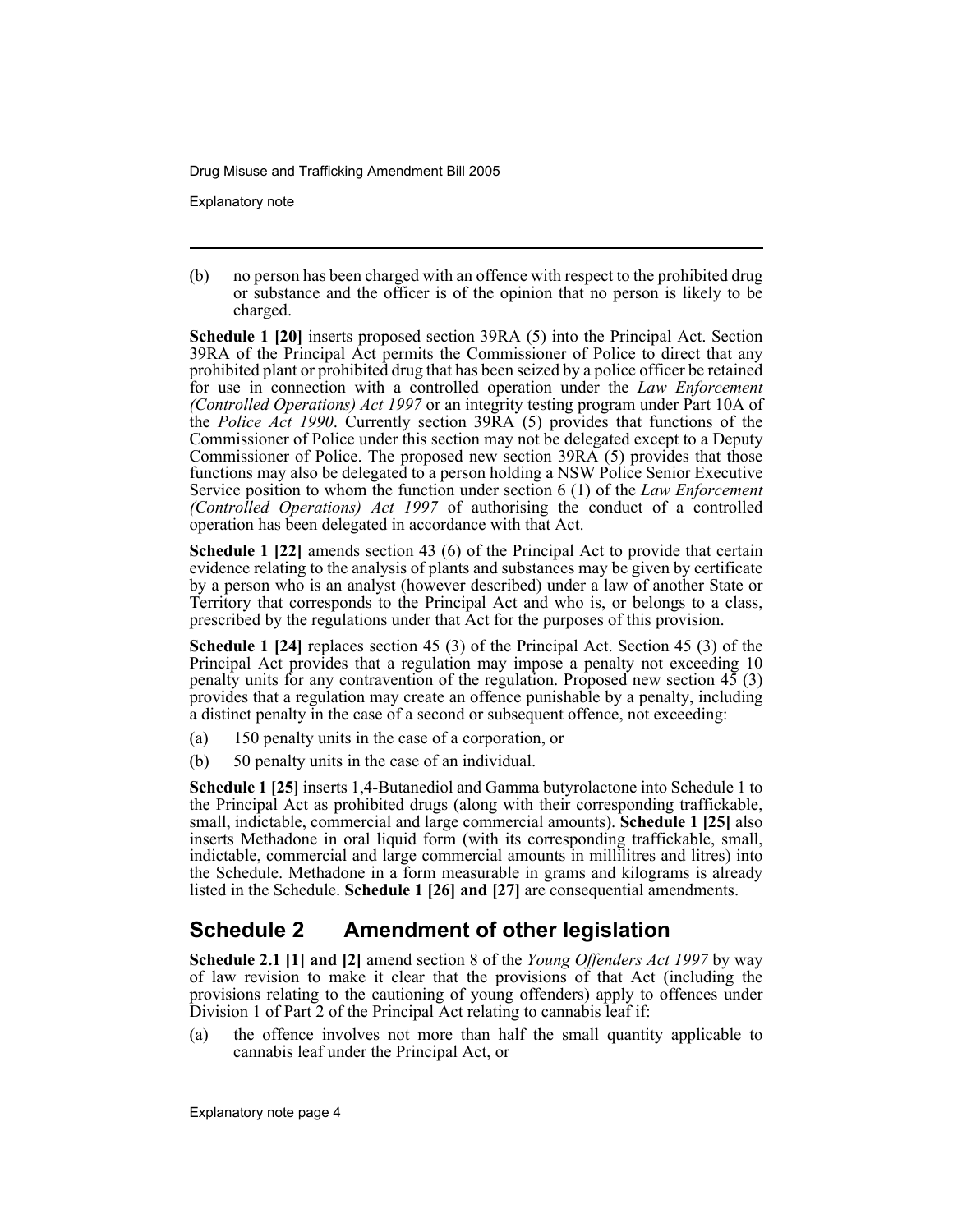(b) no person has been charged with an offence with respect to the prohibited drug or substance and the officer is of the opinion that no person is likely to be charged.

**Schedule 1 [20]** inserts proposed section 39RA (5) into the Principal Act. Section 39RA of the Principal Act permits the Commissioner of Police to direct that any prohibited plant or prohibited drug that has been seized by a police officer be retained for use in connection with a controlled operation under the *Law Enforcement (Controlled Operations) Act 1997* or an integrity testing program under Part 10A of the *Police Act 1990*. Currently section 39RA (5) provides that functions of the Commissioner of Police under this section may not be delegated except to a Deputy Commissioner of Police. The proposed new section 39RA (5) provides that those functions may also be delegated to a person holding a NSW Police Senior Executive Service position to whom the function under section 6 (1) of the *Law Enforcement (Controlled Operations) Act 1997* of authorising the conduct of a controlled operation has been delegated in accordance with that Act.

**Schedule 1 [22]** amends section 43 (6) of the Principal Act to provide that certain evidence relating to the analysis of plants and substances may be given by certificate by a person who is an analyst (however described) under a law of another State or Territory that corresponds to the Principal Act and who is, or belongs to a class, prescribed by the regulations under that Act for the purposes of this provision.

**Schedule 1 [24]** replaces section 45 (3) of the Principal Act. Section 45 (3) of the Principal Act provides that a regulation may impose a penalty not exceeding 10 penalty units for any contravention of the regulation. Proposed new section 45 (3) provides that a regulation may create an offence punishable by a penalty, including a distinct penalty in the case of a second or subsequent offence, not exceeding:

(a) 150 penalty units in the case of a corporation, or

(b) 50 penalty units in the case of an individual.

**Schedule 1 [25]** inserts 1,4-Butanediol and Gamma butyrolactone into Schedule 1 to the Principal Act as prohibited drugs (along with their corresponding traffickable, small, indictable, commercial and large commercial amounts). **Schedule 1 [25]** also inserts Methadone in oral liquid form (with its corresponding traffickable, small, indictable, commercial and large commercial amounts in millilitres and litres) into the Schedule. Methadone in a form measurable in grams and kilograms is already listed in the Schedule. **Schedule 1 [26] and [27]** are consequential amendments.

## Schedule 2 Amendment of other legislation

**Schedule 2.1 [1] and [2]** amend section 8 of the *Young Offenders Act 1997* by way of law revision to make it clear that the provisions of that Act (including the provisions relating to the cautioning of young offenders) apply to offences under Division 1 of Part 2 of the Principal Act relating to cannabis leaf if:

(a) the offence involves not more than half the small quantity applicable to cannabis leaf under the Principal Act, or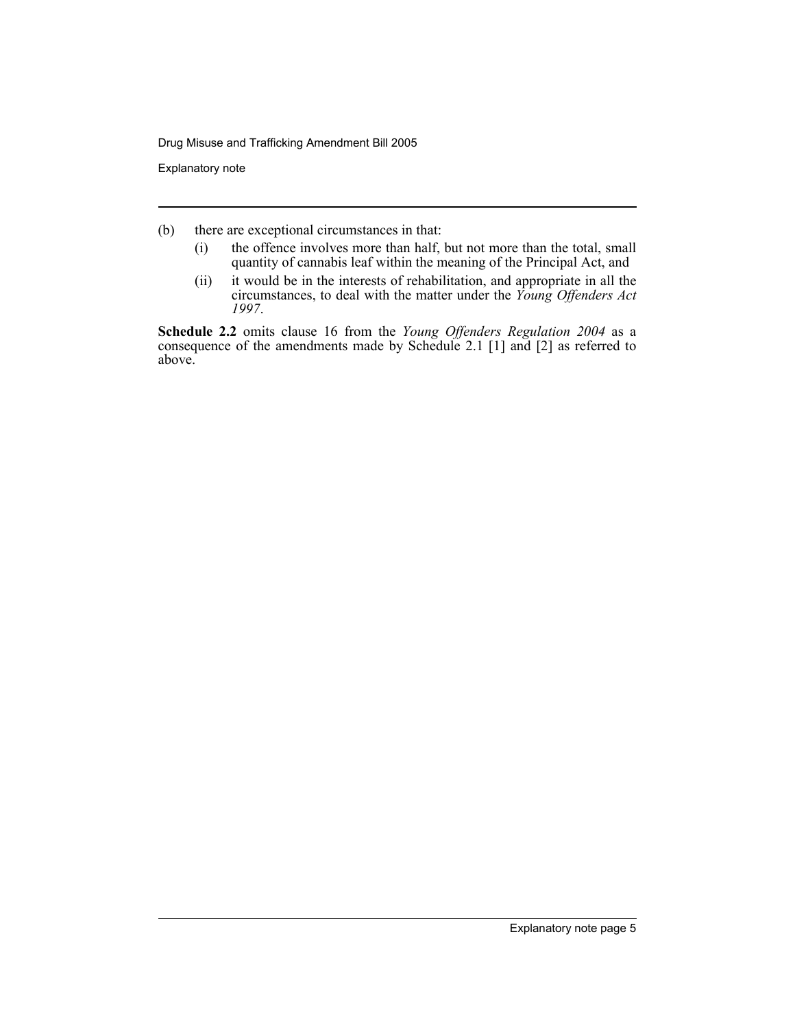(b) there are exceptional circumstances in that:

  (i) the offence involves more than half, but not more than the total, small quantity of cannabis leaf within the meaning of the Principal Act, and

  (ii) it would be in the interests of rehabilitation, and appropriate in all the circumstances, to deal with the matter under the *Young Offenders Act 1997*.

**Schedule 2.2** omits clause 16 from the *Young Offenders Regulation 2004* as a consequence of the amendments made by Schedule 2.1 [1] and [2] as referred to above.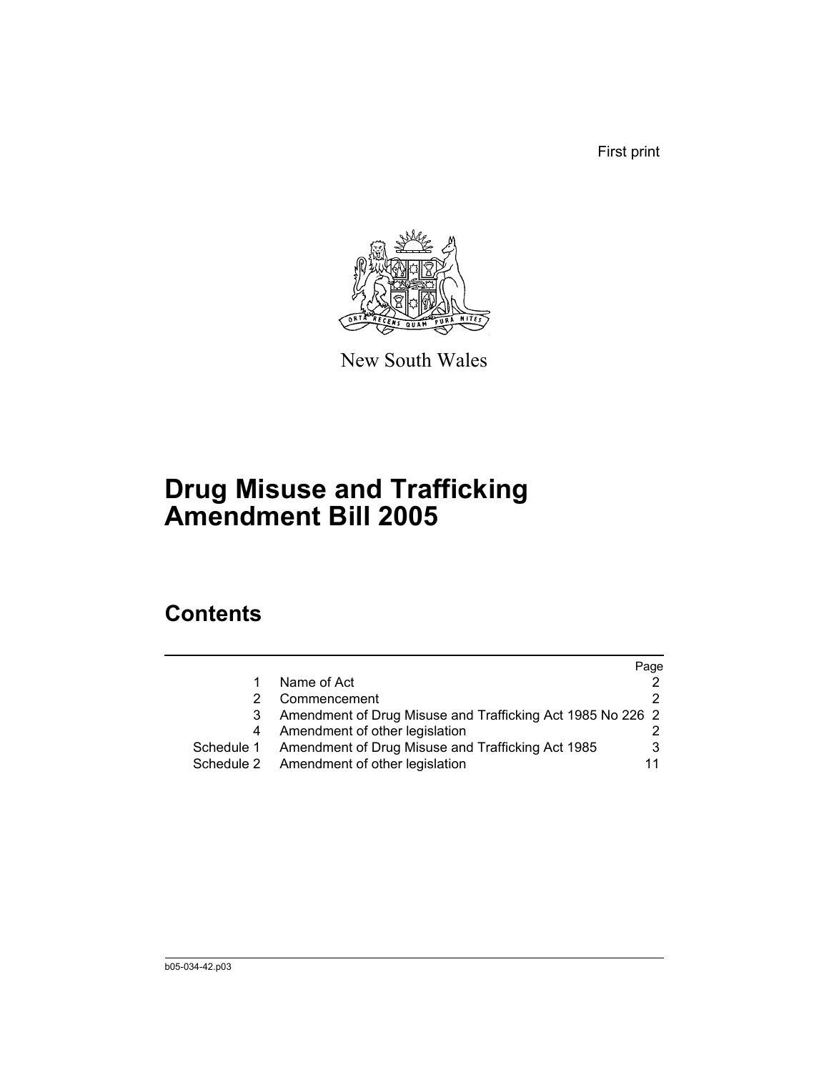First print

New South Wales

# Drug Misuse and Trafficking Amendment Bill 2005

## Contents

| | | Page |
|---|---|---|
| 1 | Name of Act | 2 |
| 2 | Commencement | 2 |
| 3 | Amendment of Drug Misuse and Trafficking Act 1985 No 226 | 2 |
| 4 | Amendment of other legislation | 2 |
| Schedule 1 | Amendment of Drug Misuse and Trafficking Act 1985 | 3 |
| Schedule 2 | Amendment of other legislation | 11 |

b05-034-42.p03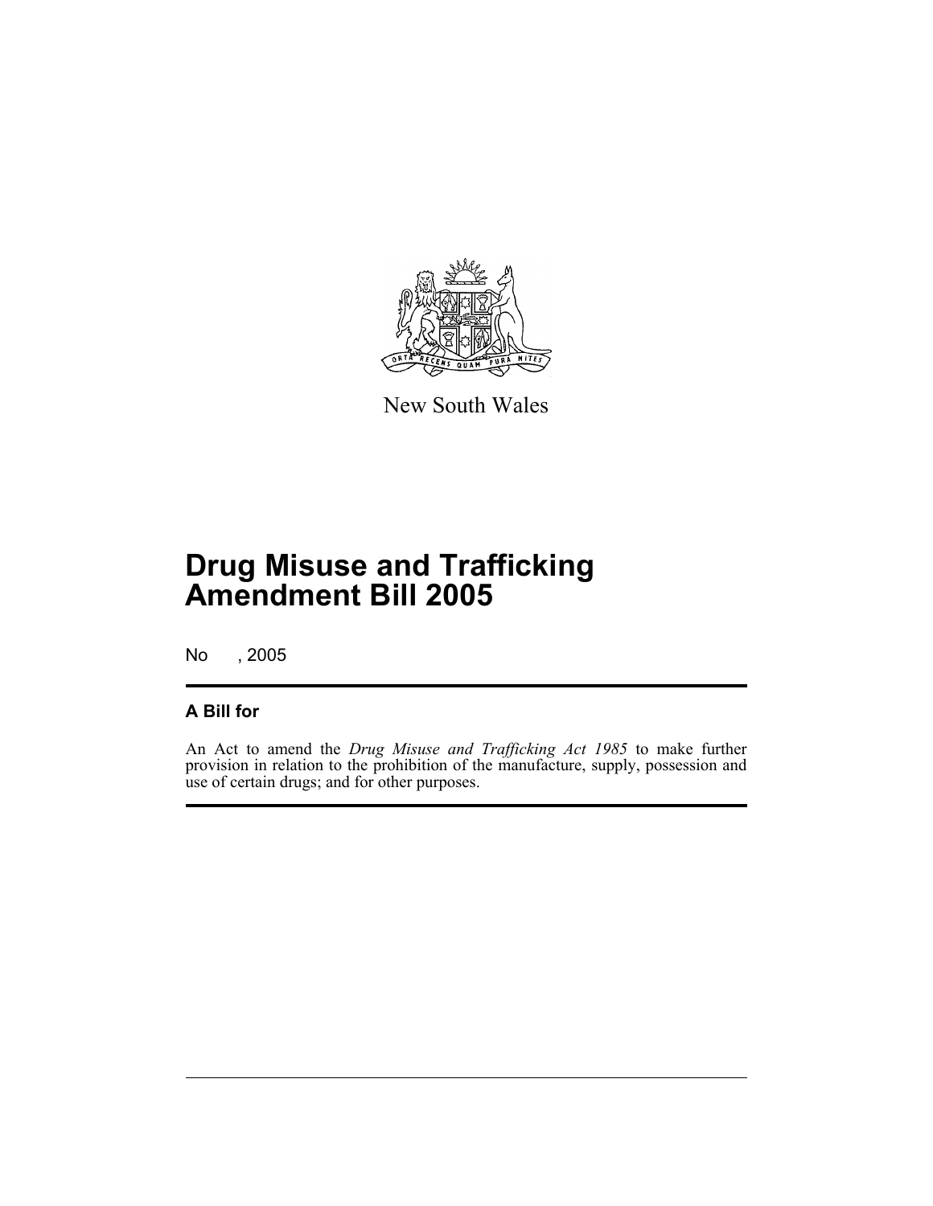New South Wales

# Drug Misuse and Trafficking Amendment Bill 2005

No , 2005

## A Bill for

An Act to amend the *Drug Misuse and Trafficking Act 1985* to make further provision in relation to the prohibition of the manufacture, supply, possession and use of certain drugs; and for other purposes.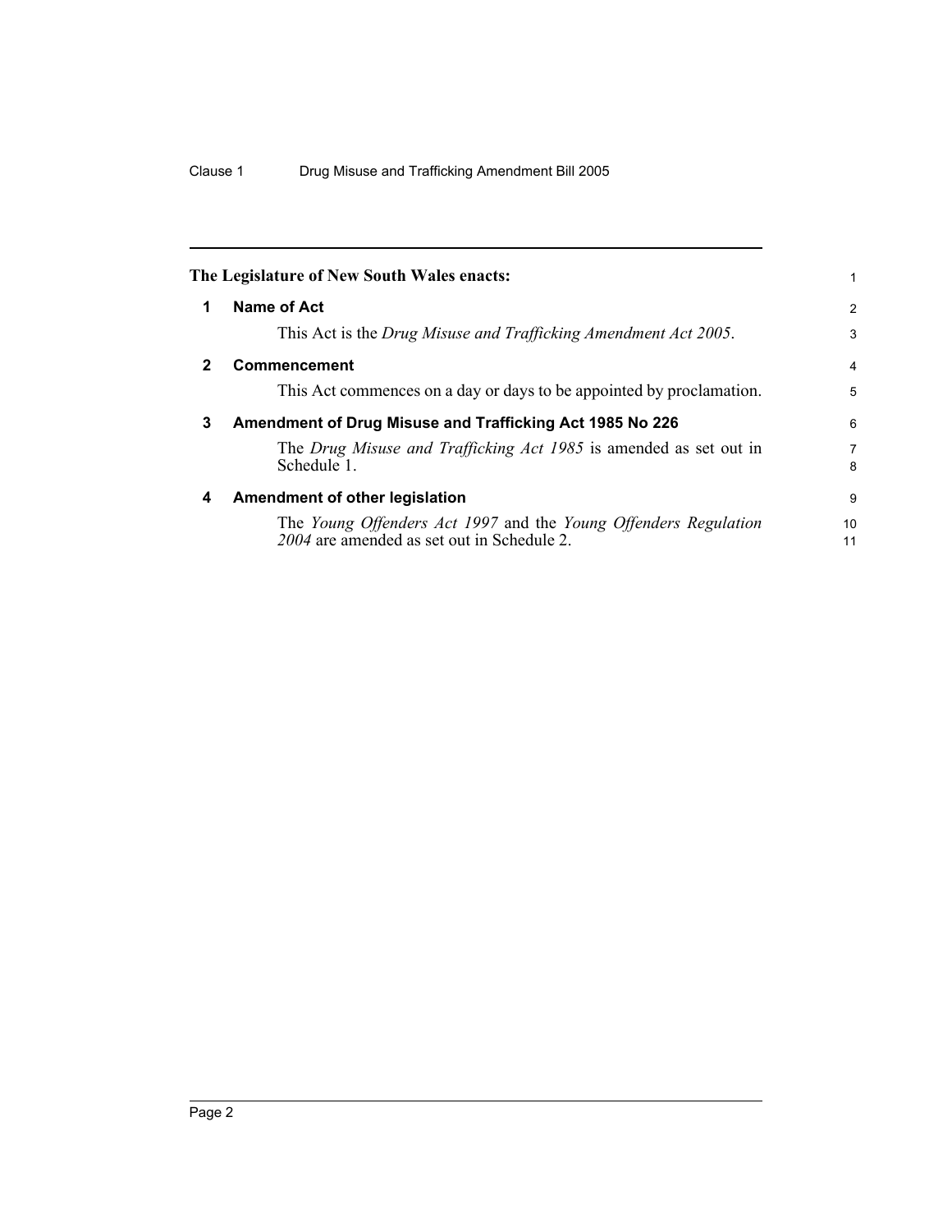**The Legislature of New South Wales enacts:**

## 1 Name of Act

This Act is the *Drug Misuse and Trafficking Amendment Act 2005*.

## 2 Commencement

This Act commences on a day or days to be appointed by proclamation.

## 3 Amendment of Drug Misuse and Trafficking Act 1985 No 226

The *Drug Misuse and Trafficking Act 1985* is amended as set out in Schedule 1.

## 4 Amendment of other legislation

The *Young Offenders Act 1997* and the *Young Offenders Regulation 2004* are amended as set out in Schedule 2.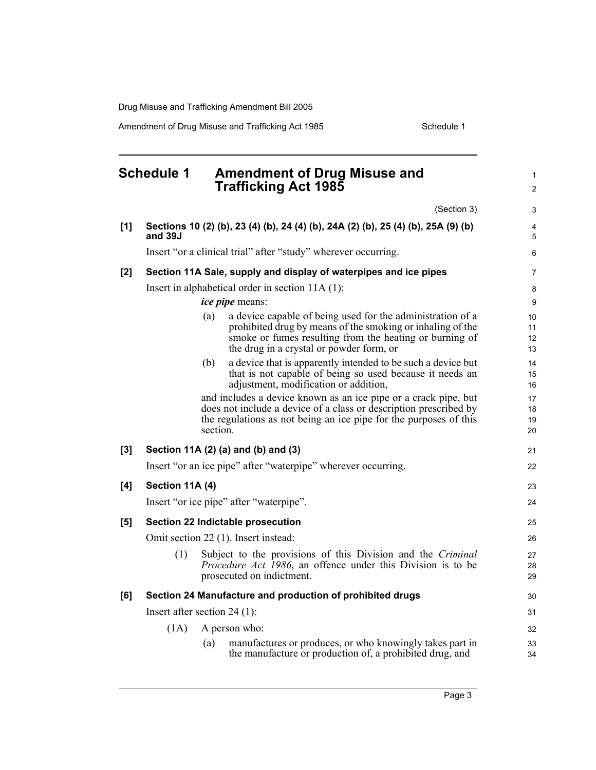# Schedule 1 Amendment of Drug Misuse and Trafficking Act 1985

(Section 3)

**[1] Sections 10 (2) (b), 23 (4) (b), 24 (4) (b), 24A (2) (b), 25 (4) (b), 25A (9) (b) and 39J**

Insert "or a clinical trial" after "study" wherever occurring.

**[2] Section 11A Sale, supply and display of waterpipes and ice pipes**

Insert in alphabetical order in section 11A (1):

> ***ice pipe*** means:
>
> (a) a device capable of being used for the administration of a prohibited drug by means of the smoking or inhaling of the smoke or fumes resulting from the heating or burning of the drug in a crystal or powder form, or
>
> (b) a device that is apparently intended to be such a device but that is not capable of being so used because it needs an adjustment, modification or addition,
>
> and includes a device known as an ice pipe or a crack pipe, but does not include a device of a class or description prescribed by the regulations as not being an ice pipe for the purposes of this section.

**[3] Section 11A (2) (a) and (b) and (3)**

Insert "or an ice pipe" after "waterpipe" wherever occurring.

**[4] Section 11A (4)**

Insert "or ice pipe" after "waterpipe".

**[5] Section 22 Indictable prosecution**

Omit section 22 (1). Insert instead:

> (1) Subject to the provisions of this Division and the *Criminal Procedure Act 1986*, an offence under this Division is to be prosecuted on indictment.

**[6] Section 24 Manufacture and production of prohibited drugs**

Insert after section 24 (1):

> (1A) A person who:
>
> (a) manufactures or produces, or who knowingly takes part in the manufacture or production of, a prohibited drug, and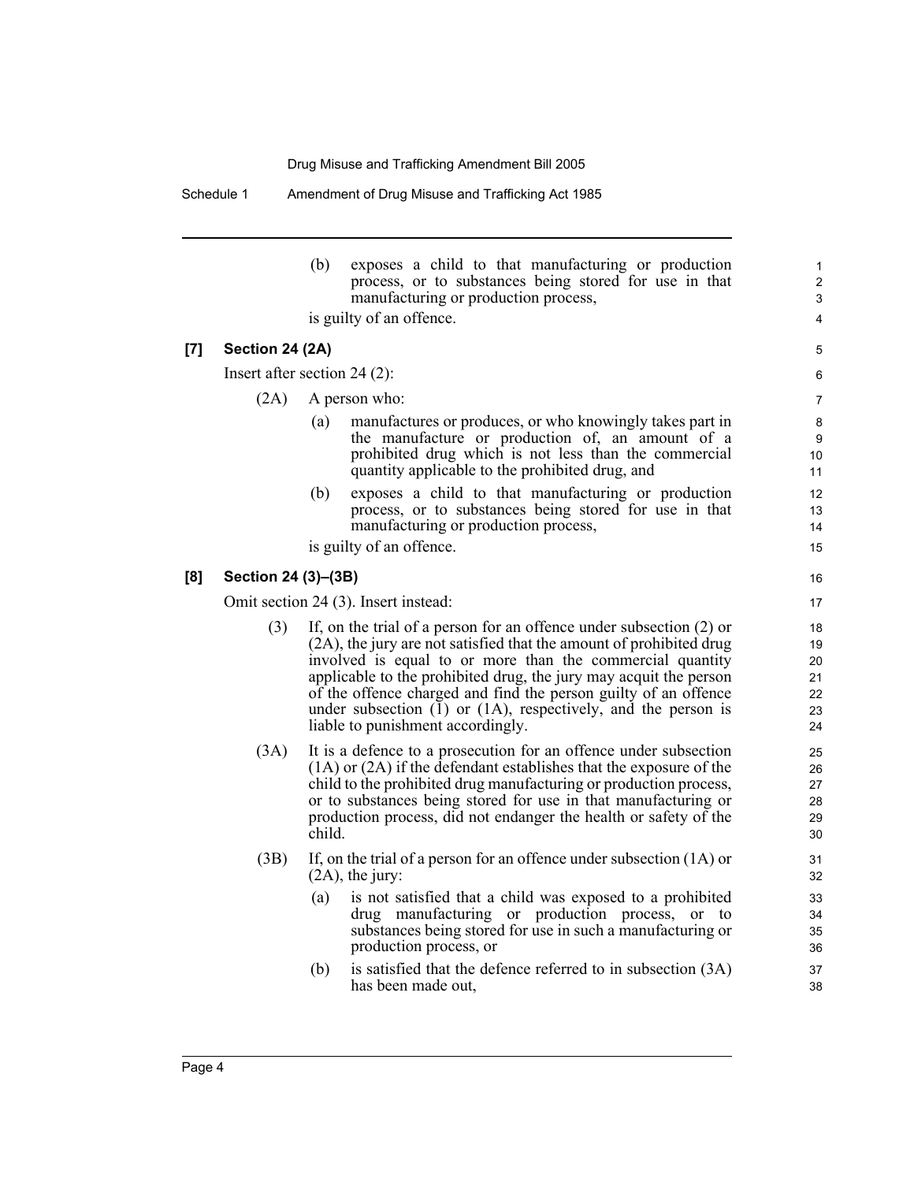(b) exposes a child to that manufacturing or production process, or to substances being stored for use in that manufacturing or production process,

is guilty of an offence.

**[7] Section 24 (2A)**

Insert after section 24 (2):

(2A) A person who:

(a) manufactures or produces, or who knowingly takes part in the manufacture or production of, an amount of a prohibited drug which is not less than the commercial quantity applicable to the prohibited drug, and

(b) exposes a child to that manufacturing or production process, or to substances being stored for use in that manufacturing or production process,

is guilty of an offence.

**[8] Section 24 (3)–(3B)**

Omit section 24 (3). Insert instead:

(3) If, on the trial of a person for an offence under subsection (2) or (2A), the jury are not satisfied that the amount of prohibited drug involved is equal to or more than the commercial quantity applicable to the prohibited drug, the jury may acquit the person of the offence charged and find the person guilty of an offence under subsection (1) or (1A), respectively, and the person is liable to punishment accordingly.

(3A) It is a defence to a prosecution for an offence under subsection (1A) or (2A) if the defendant establishes that the exposure of the child to the prohibited drug manufacturing or production process, or to substances being stored for use in that manufacturing or production process, did not endanger the health or safety of the child.

(3B) If, on the trial of a person for an offence under subsection (1A) or (2A), the jury:

(a) is not satisfied that a child was exposed to a prohibited drug manufacturing or production process, or to substances being stored for use in such a manufacturing or production process, or

(b) is satisfied that the defence referred to in subsection (3A) has been made out,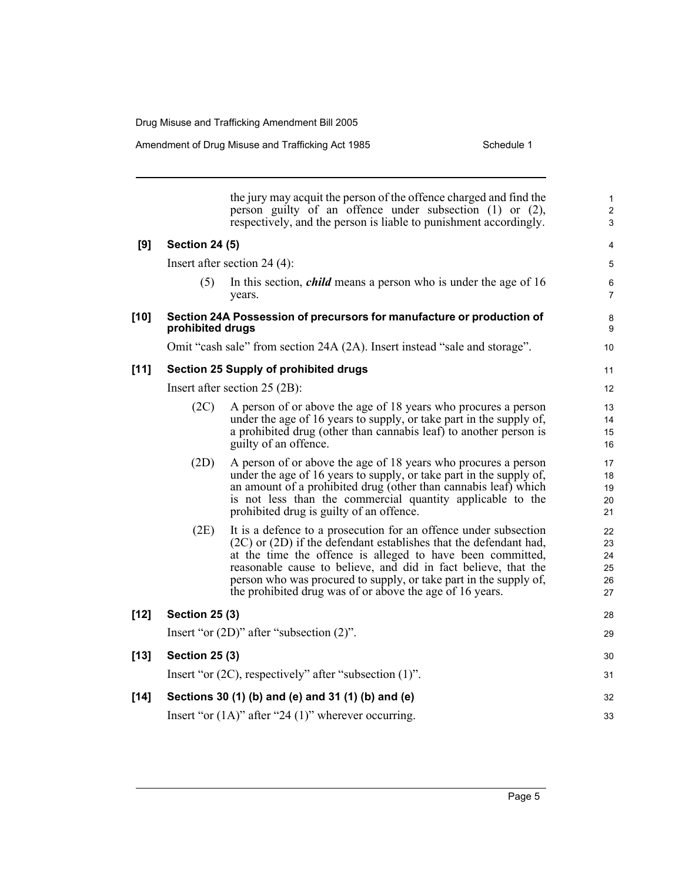the jury may acquit the person of the offence charged and find the person guilty of an offence under subsection (1) or (2), respectively, and the person is liable to punishment accordingly.

**[9] Section 24 (5)**

Insert after section 24 (4):

(5) In this section, ***child*** means a person who is under the age of 16 years.

**[10] Section 24A Possession of precursors for manufacture or production of prohibited drugs**

Omit “cash sale” from section 24A (2A). Insert instead “sale and storage”.

**[11] Section 25 Supply of prohibited drugs**

Insert after section 25 (2B):

(2C) A person of or above the age of 18 years who procures a person under the age of 16 years to supply, or take part in the supply of, a prohibited drug (other than cannabis leaf) to another person is guilty of an offence.

(2D) A person of or above the age of 18 years who procures a person under the age of 16 years to supply, or take part in the supply of, an amount of a prohibited drug (other than cannabis leaf) which is not less than the commercial quantity applicable to the prohibited drug is guilty of an offence.

(2E) It is a defence to a prosecution for an offence under subsection (2C) or (2D) if the defendant establishes that the defendant had, at the time the offence is alleged to have been committed, reasonable cause to believe, and did in fact believe, that the person who was procured to supply, or take part in the supply of, the prohibited drug was of or above the age of 16 years.

**[12] Section 25 (3)**

Insert “or (2D)” after “subsection (2)”.

**[13] Section 25 (3)**

Insert “or (2C), respectively” after “subsection (1)”.

**[14] Sections 30 (1) (b) and (e) and 31 (1) (b) and (e)**

Insert “or (1A)” after “24 (1)” wherever occurring.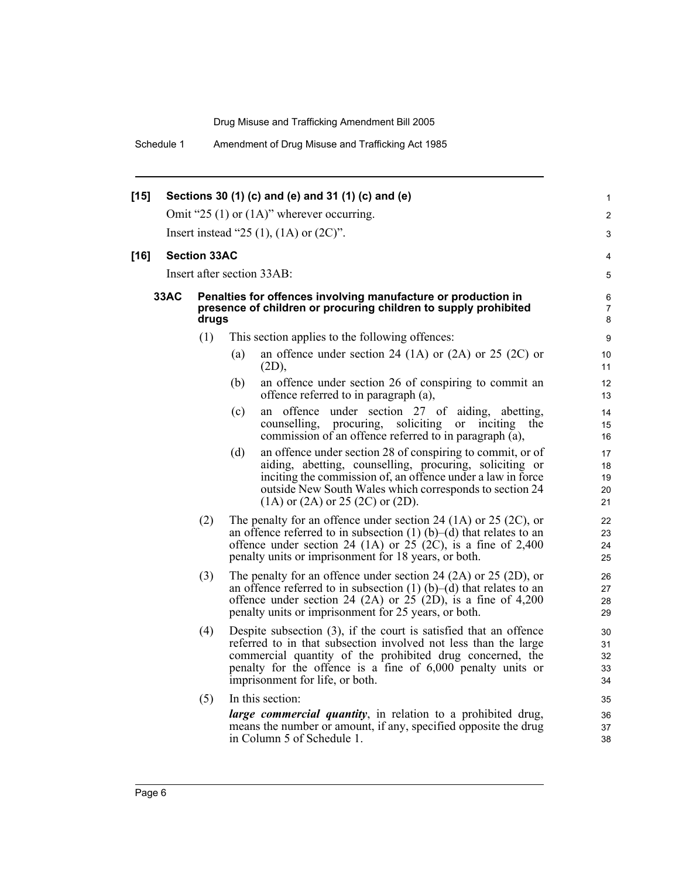**[15] Sections 30 (1) (c) and (e) and 31 (1) (c) and (e)**

Omit "25 (1) or (1A)" wherever occurring.

Insert instead "25 (1), (1A) or (2C)".

**[16] Section 33AC**

Insert after section 33AB:

**33AC Penalties for offences involving manufacture or production in presence of children or procuring children to supply prohibited drugs**

(1) This section applies to the following offences:

(a) an offence under section 24 (1A) or (2A) or 25 (2C) or (2D),

(b) an offence under section 26 of conspiring to commit an offence referred to in paragraph (a),

(c) an offence under section 27 of aiding, abetting, counselling, procuring, soliciting or inciting the commission of an offence referred to in paragraph (a),

(d) an offence under section 28 of conspiring to commit, or of aiding, abetting, counselling, procuring, soliciting or inciting the commission of, an offence under a law in force outside New South Wales which corresponds to section 24 (1A) or (2A) or 25 (2C) or (2D).

(2) The penalty for an offence under section 24 (1A) or 25 (2C), or an offence referred to in subsection (1) (b)–(d) that relates to an offence under section 24 (1A) or 25 (2C), is a fine of 2,400 penalty units or imprisonment for 18 years, or both.

(3) The penalty for an offence under section 24 (2A) or 25 (2D), or an offence referred to in subsection (1) (b)–(d) that relates to an offence under section 24 (2A) or 25 (2D), is a fine of 4,200 penalty units or imprisonment for 25 years, or both.

(4) Despite subsection (3), if the court is satisfied that an offence referred to in that subsection involved not less than the large commercial quantity of the prohibited drug concerned, the penalty for the offence is a fine of 6,000 penalty units or imprisonment for life, or both.

(5) In this section:

***large commercial quantity***, in relation to a prohibited drug, means the number or amount, if any, specified opposite the drug in Column 5 of Schedule 1.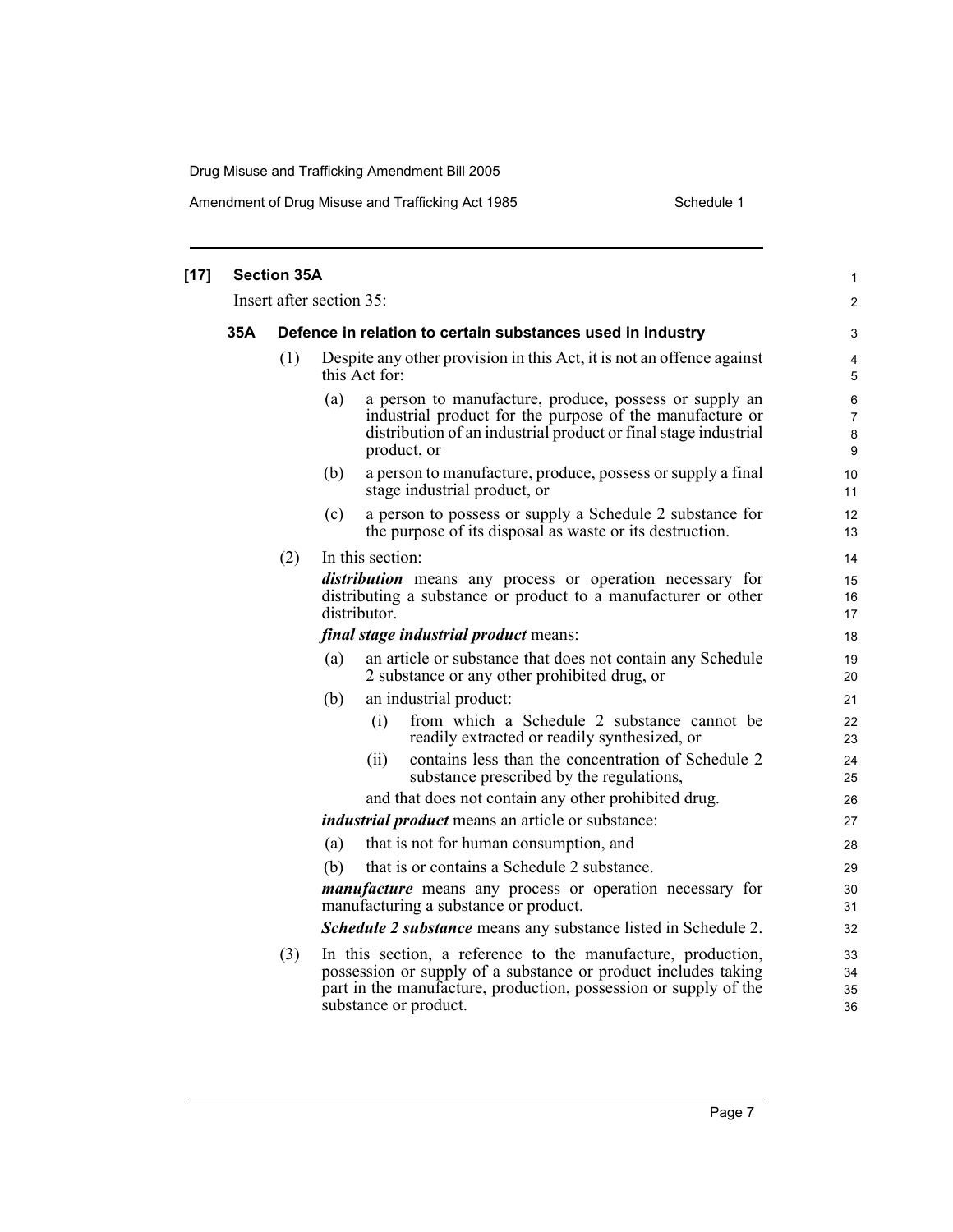**[17] Section 35A**

Insert after section 35:

**35A Defence in relation to certain substances used in industry**

(1) Despite any other provision in this Act, it is not an offence against this Act for:

(a) a person to manufacture, produce, possess or supply an industrial product for the purpose of the manufacture or distribution of an industrial product or final stage industrial product, or

(b) a person to manufacture, produce, possess or supply a final stage industrial product, or

(c) a person to possess or supply a Schedule 2 substance for the purpose of its disposal as waste or its destruction.

(2) In this section:

***distribution*** means any process or operation necessary for distributing a substance or product to a manufacturer or other distributor.

***final stage industrial product*** means:

(a) an article or substance that does not contain any Schedule 2 substance or any other prohibited drug, or

(b) an industrial product:

(i) from which a Schedule 2 substance cannot be readily extracted or readily synthesized, or

(ii) contains less than the concentration of Schedule 2 substance prescribed by the regulations,

and that does not contain any other prohibited drug.

***industrial product*** means an article or substance:

(a) that is not for human consumption, and

(b) that is or contains a Schedule 2 substance.

***manufacture*** means any process or operation necessary for manufacturing a substance or product.

***Schedule 2 substance*** means any substance listed in Schedule 2.

(3) In this section, a reference to the manufacture, production, possession or supply of a substance or product includes taking part in the manufacture, production, possession or supply of the substance or product.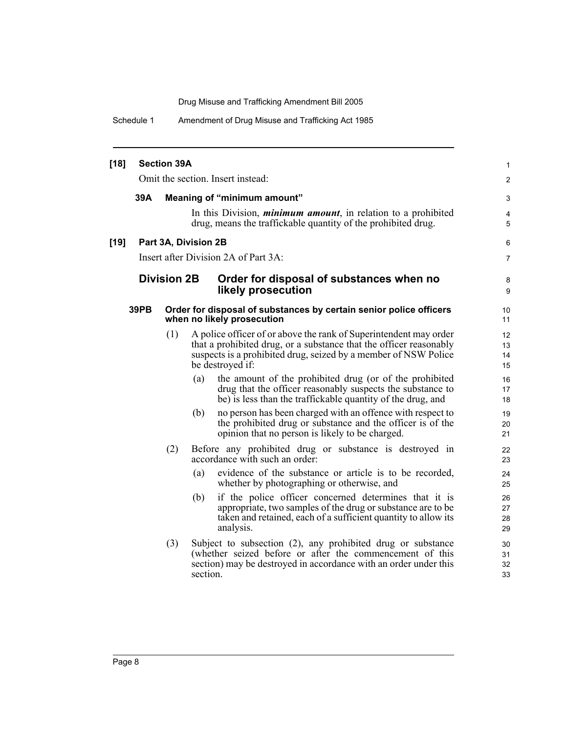**[18] Section 39A**

Omit the section. Insert instead:

**39A Meaning of "minimum amount"**

In this Division, ***minimum amount***, in relation to a prohibited drug, means the traffickable quantity of the prohibited drug.

**[19] Part 3A, Division 2B**

Insert after Division 2A of Part 3A:

## Division 2B Order for disposal of substances when no likely prosecution

**39PB Order for disposal of substances by certain senior police officers when no likely prosecution**

(1) A police officer of or above the rank of Superintendent may order that a prohibited drug, or a substance that the officer reasonably suspects is a prohibited drug, seized by a member of NSW Police be destroyed if:

(a) the amount of the prohibited drug (or of the prohibited drug that the officer reasonably suspects the substance to be) is less than the traffickable quantity of the drug, and

(b) no person has been charged with an offence with respect to the prohibited drug or substance and the officer is of the opinion that no person is likely to be charged.

(2) Before any prohibited drug or substance is destroyed in accordance with such an order:

(a) evidence of the substance or article is to be recorded, whether by photographing or otherwise, and

(b) if the police officer concerned determines that it is appropriate, two samples of the drug or substance are to be taken and retained, each of a sufficient quantity to allow its analysis.

(3) Subject to subsection (2), any prohibited drug or substance (whether seized before or after the commencement of this section) may be destroyed in accordance with an order under this section.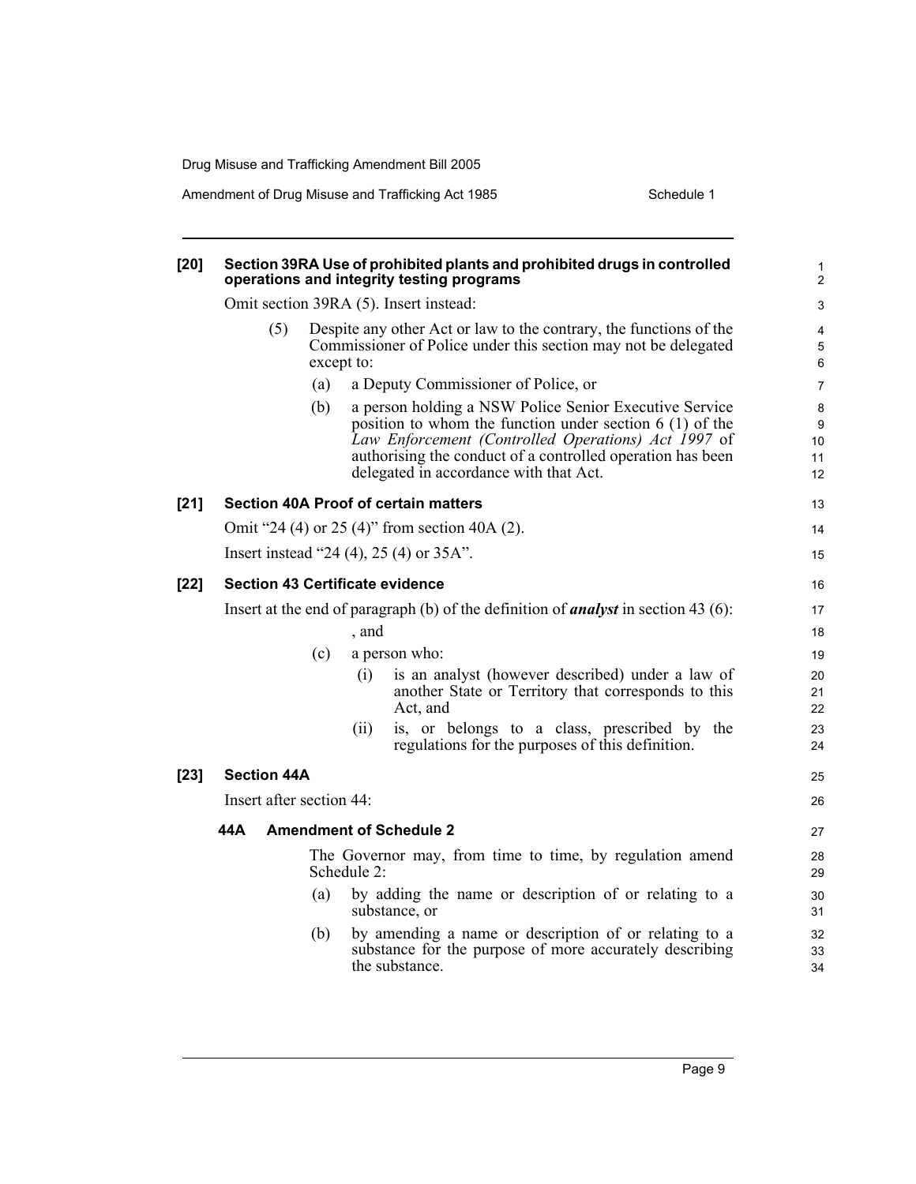**[20] Section 39RA Use of prohibited plants and prohibited drugs in controlled operations and integrity testing programs**

Omit section 39RA (5). Insert instead:

(5) Despite any other Act or law to the contrary, the functions of the Commissioner of Police under this section may not be delegated except to:

(a) a Deputy Commissioner of Police, or

(b) a person holding a NSW Police Senior Executive Service position to whom the function under section 6 (1) of the *Law Enforcement (Controlled Operations) Act 1997* of authorising the conduct of a controlled operation has been delegated in accordance with that Act.

**[21] Section 40A Proof of certain matters**

Omit "24 (4) or 25 (4)" from section 40A (2).

Insert instead "24 (4), 25 (4) or 35A".

**[22] Section 43 Certificate evidence**

Insert at the end of paragraph (b) of the definition of ***analyst*** in section 43 (6):

, and

(c) a person who:

(i) is an analyst (however described) under a law of another State or Territory that corresponds to this Act, and

(ii) is, or belongs to a class, prescribed by the regulations for the purposes of this definition.

**[23] Section 44A**

Insert after section 44:

**44A Amendment of Schedule 2**

The Governor may, from time to time, by regulation amend Schedule 2:

(a) by adding the name or description of or relating to a substance, or

(b) by amending a name or description of or relating to a substance for the purpose of more accurately describing the substance.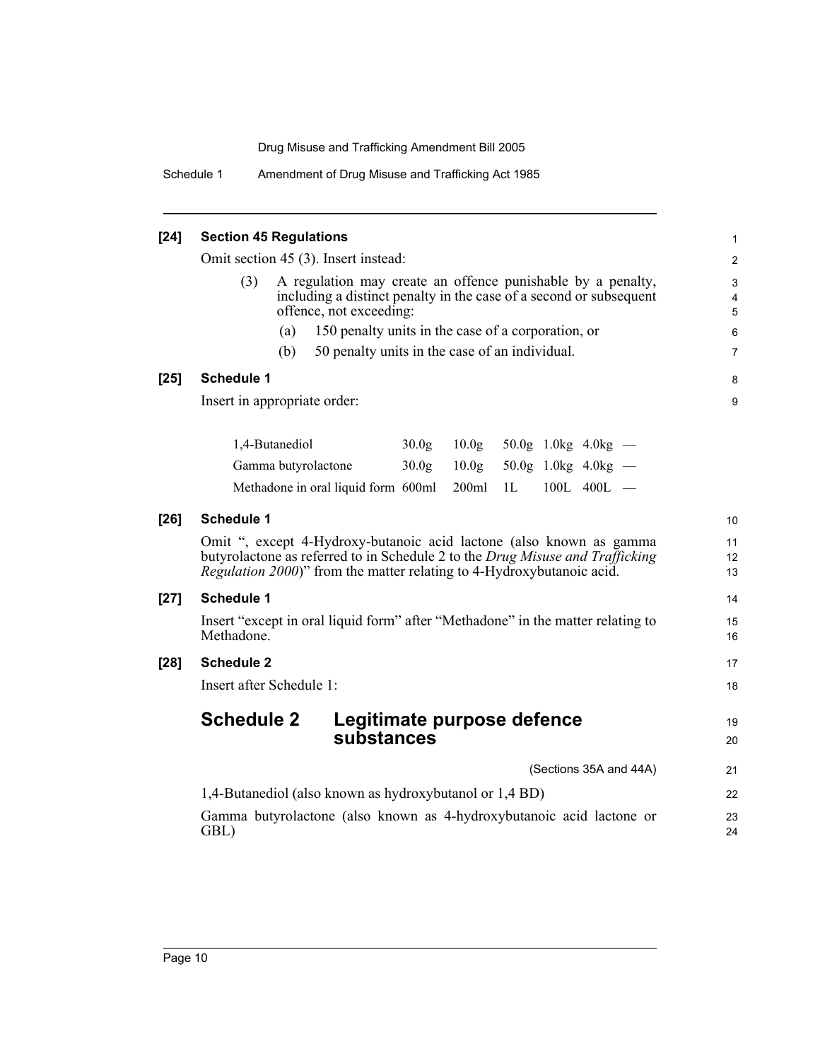**[24] Section 45 Regulations**

Omit section 45 (3). Insert instead:

(3) A regulation may create an offence punishable by a penalty, including a distinct penalty in the case of a second or subsequent offence, not exceeding:

(a) 150 penalty units in the case of a corporation, or

(b) 50 penalty units in the case of an individual.

**[25] Schedule 1**

Insert in appropriate order:

| | | | | | | |
|---|---|---|---|---|---|---|
| 1,4-Butanediol | 30.0g | 10.0g | 50.0g | 1.0kg | 4.0kg | — |
| Gamma butyrolactone | 30.0g | 10.0g | 50.0g | 1.0kg | 4.0kg | — |
| Methadone in oral liquid form | 600ml | 200ml | 1L | 100L | 400L | — |

**[26] Schedule 1**

Omit ", except 4-Hydroxy-butanoic acid lactone (also known as gamma butyrolactone as referred to in Schedule 2 to the *Drug Misuse and Trafficking Regulation 2000*)" from the matter relating to 4-Hydroxybutanoic acid.

**[27] Schedule 1**

Insert "except in oral liquid form" after "Methadone" in the matter relating to Methadone.

**[28] Schedule 2**

Insert after Schedule 1:

## Schedule 2 Legitimate purpose defence substances

(Sections 35A and 44A)

1,4-Butanediol (also known as hydroxybutanol or 1,4 BD)

Gamma butyrolactone (also known as 4-hydroxybutanoic acid lactone or GBL)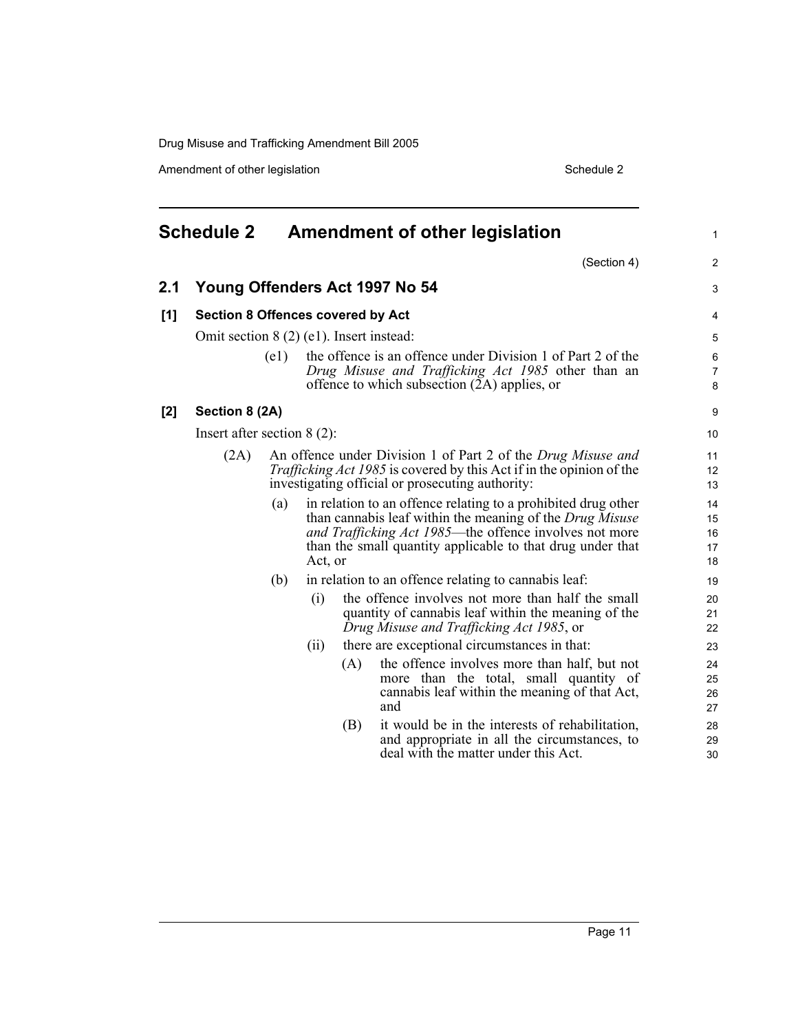## Schedule 2 Amendment of other legislation

(Section 4)

### 2.1 Young Offenders Act 1997 No 54

#### [1] Section 8 Offences covered by Act

Omit section 8 (2) (e1). Insert instead:

(e1) the offence is an offence under Division 1 of Part 2 of the *Drug Misuse and Trafficking Act 1985* other than an offence to which subsection (2A) applies, or

#### [2] Section 8 (2A)

Insert after section 8 (2):

(2A) An offence under Division 1 of Part 2 of the *Drug Misuse and Trafficking Act 1985* is covered by this Act if in the opinion of the investigating official or prosecuting authority:

(a) in relation to an offence relating to a prohibited drug other than cannabis leaf within the meaning of the *Drug Misuse and Trafficking Act 1985*—the offence involves not more than the small quantity applicable to that drug under that Act, or

(b) in relation to an offence relating to cannabis leaf:

(i) the offence involves not more than half the small quantity of cannabis leaf within the meaning of the *Drug Misuse and Trafficking Act 1985*, or

(ii) there are exceptional circumstances in that:

(A) the offence involves more than half, but not more than the total, small quantity of cannabis leaf within the meaning of that Act, and

(B) it would be in the interests of rehabilitation, and appropriate in all the circumstances, to deal with the matter under this Act.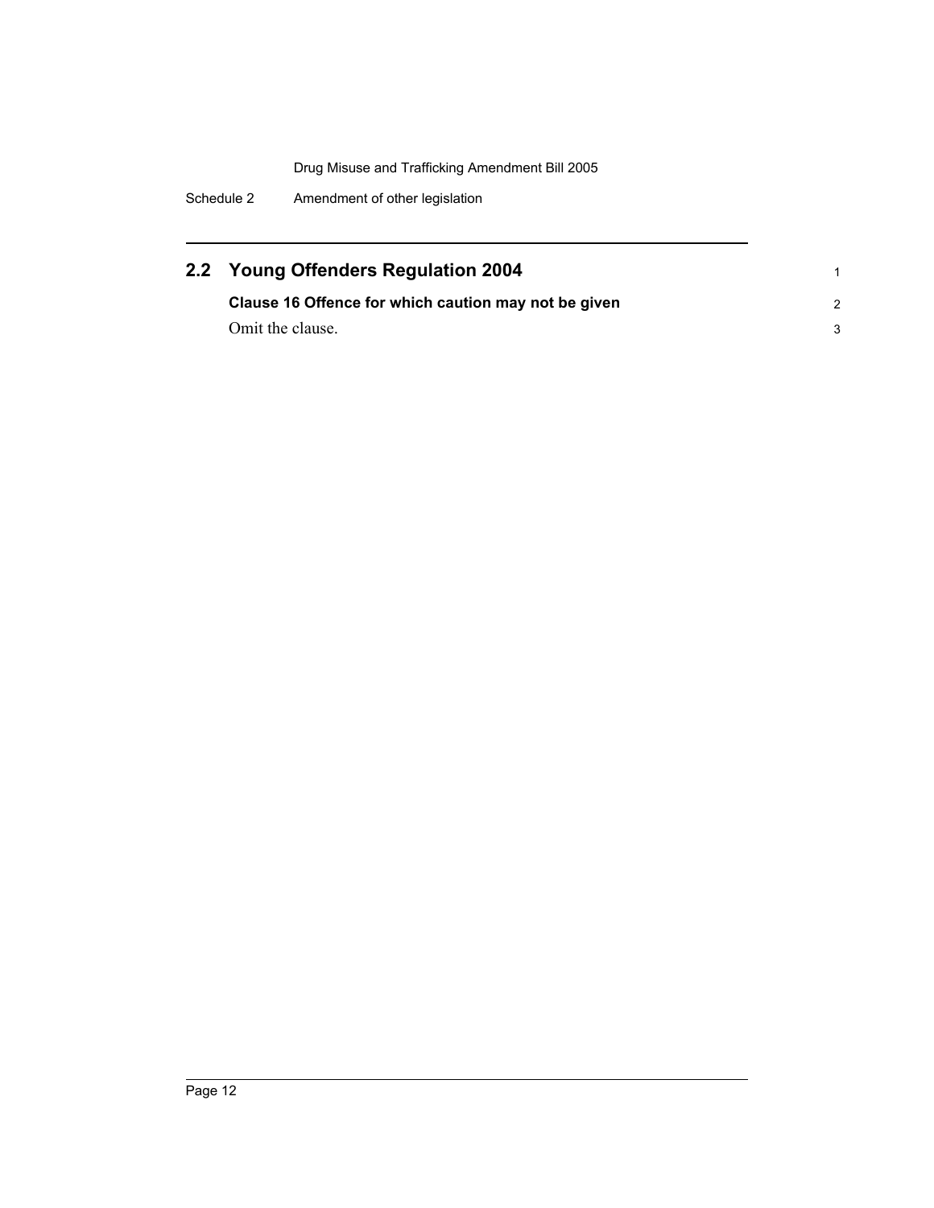## 2.2 Young Offenders Regulation 2004

**Clause 16 Offence for which caution may not be given**

Omit the clause.